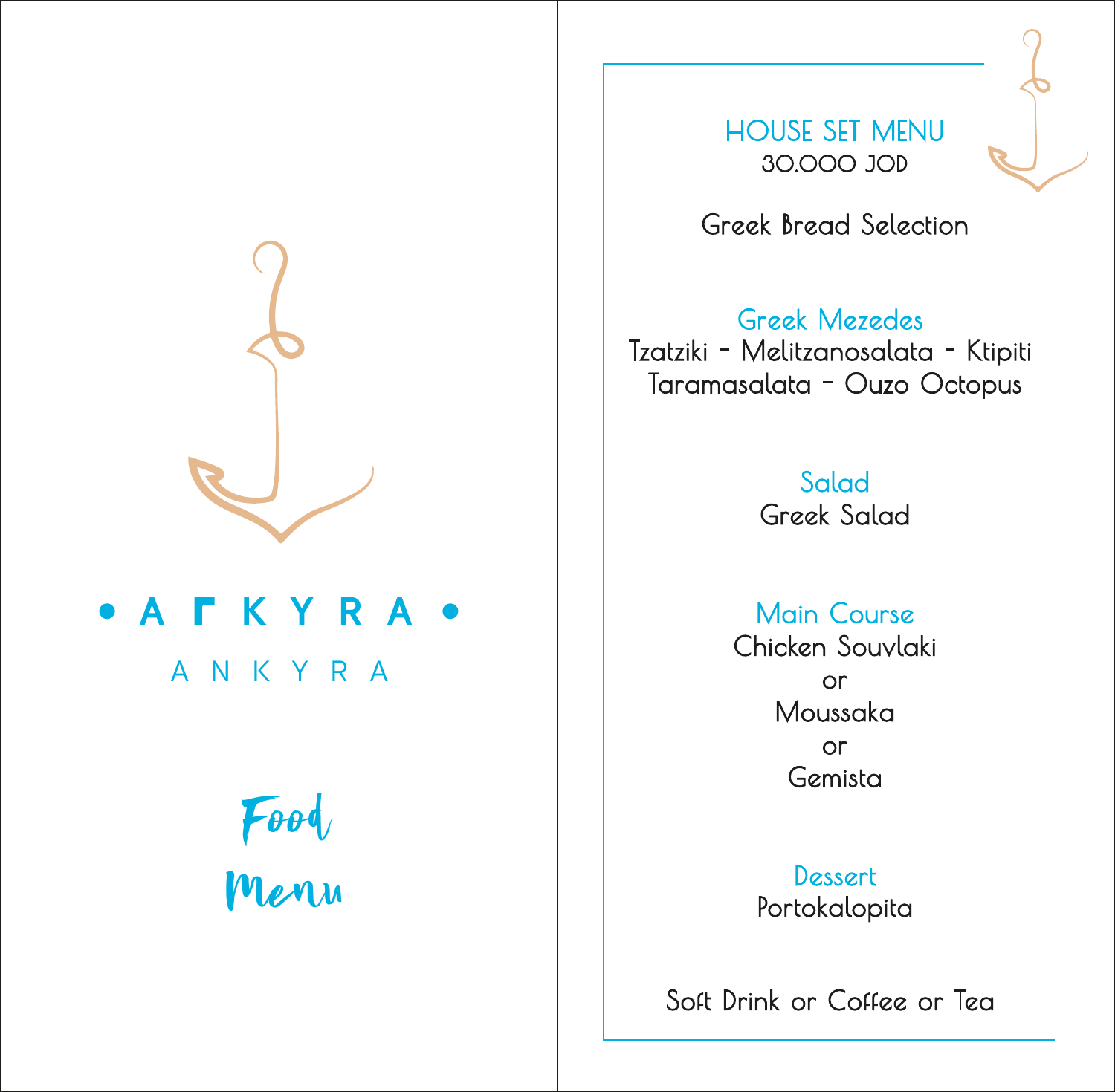• ΑΓΚΥΡΑ •

ANKYRA

Food Menu

## HOUSE SET MENU

30.000 JOD

Greek Bread Selection

### Greek Mezedes

Tzatziki - Melitzanosalata - Ktipiti
Taramasalata - Ouzo Octopus

### Salad

Greek Salad

### Main Course

Chicken Souvlaki
or
Moussaka
or
Gemista

### Dessert

Portokalopita

Soft Drink or Coffee or Tea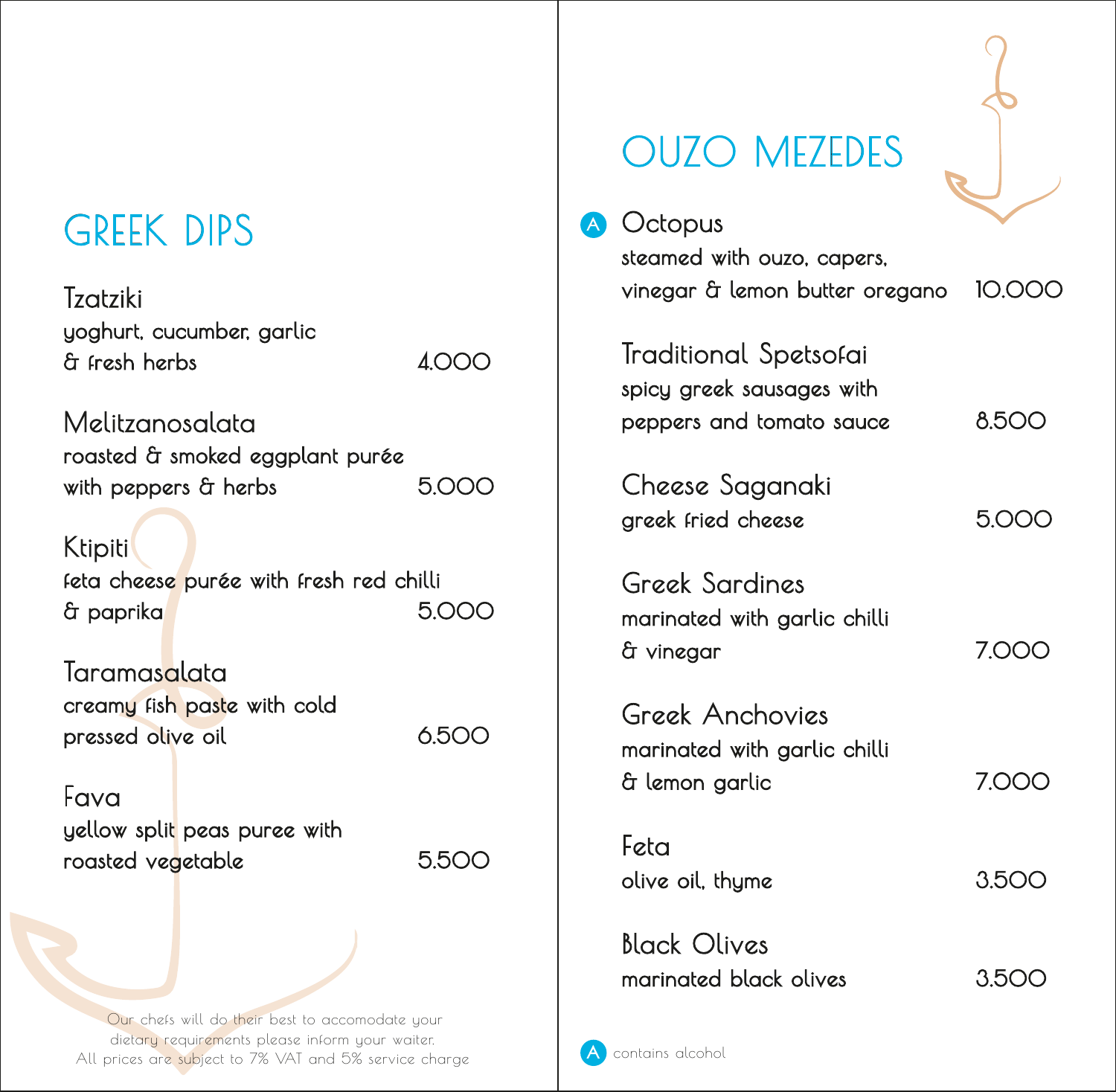## GREEK DIPS

**Tzatziki**
yoghurt, cucumber, garlic & fresh herbs — 4.000

**Melitzanosalata**
roasted & smoked eggplant purée with peppers & herbs — 5.000

**Ktipiti**
feta cheese purée with fresh red chilli & paprika — 5.000

**Taramasalata**
creamy fish paste with cold pressed olive oil — 6.500

**Fava**
yellow split peas puree with roasted vegetable — 5.500

Our chefs will do their best to accomodate your dietary requirements please inform your waiter.
All prices are subject to 7% VAT and 5% service charge

## OUZO MEZEDES

**Octopus** (A)
steamed with ouzo, capers, vinegar & lemon butter oregano — 10.000

**Traditional Spetsofai**
spicy greek sausages with peppers and tomato sauce — 8.500

**Cheese Saganaki**
greek fried cheese — 5.000

**Greek Sardines**
marinated with garlic chilli & vinegar — 7.000

**Greek Anchovies**
marinated with garlic chilli & lemon garlic — 7.000

**Feta**
olive oil, thyme — 3.500

**Black Olives**
marinated black olives — 3.500

(A) contains alcohol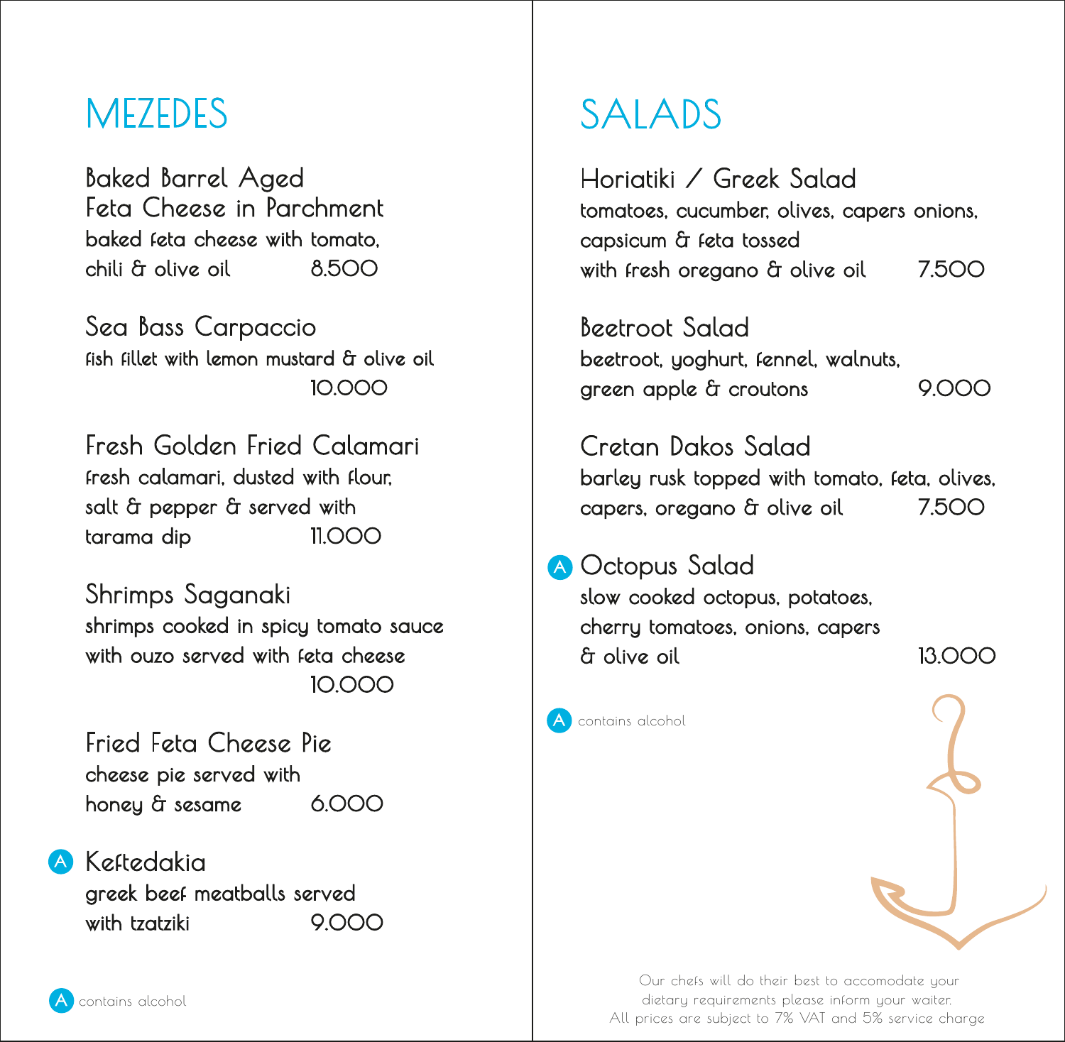# MEZEDES

### Baked Barrel Aged Feta Cheese in Parchment

baked feta cheese with tomato, chili & olive oil 8.500

### Sea Bass Carpaccio

fish fillet with lemon mustard & olive oil 10.000

### Fresh Golden Fried Calamari

fresh calamari, dusted with flour, salt & pepper & served with tarama dip 11.000

### Shrimps Saganaki

shrimps cooked in spicy tomato sauce with ouzo served with feta cheese 10.000

### Fried Feta Cheese Pie

cheese pie served with honey & sesame 6.000

### (A) Keftedakia

greek beef meatballs served with tzatziki 9.000

(A) contains alcohol

# SALADS

### Horiatiki / Greek Salad

tomatoes, cucumber, olives, capers onions, capsicum & feta tossed with fresh oregano & olive oil 7.500

### Beetroot Salad

beetroot, yoghurt, fennel, walnuts, green apple & croutons 9.000

### Cretan Dakos Salad

barley rusk topped with tomato, feta, olives, capers, oregano & olive oil 7.500

### (A) Octopus Salad

slow cooked octopus, potatoes, cherry tomatoes, onions, capers & olive oil 13.000

(A) contains alcohol

Our chefs will do their best to accomodate your dietary requirements please inform your waiter.
All prices are subject to 7% VAT and 5% service charge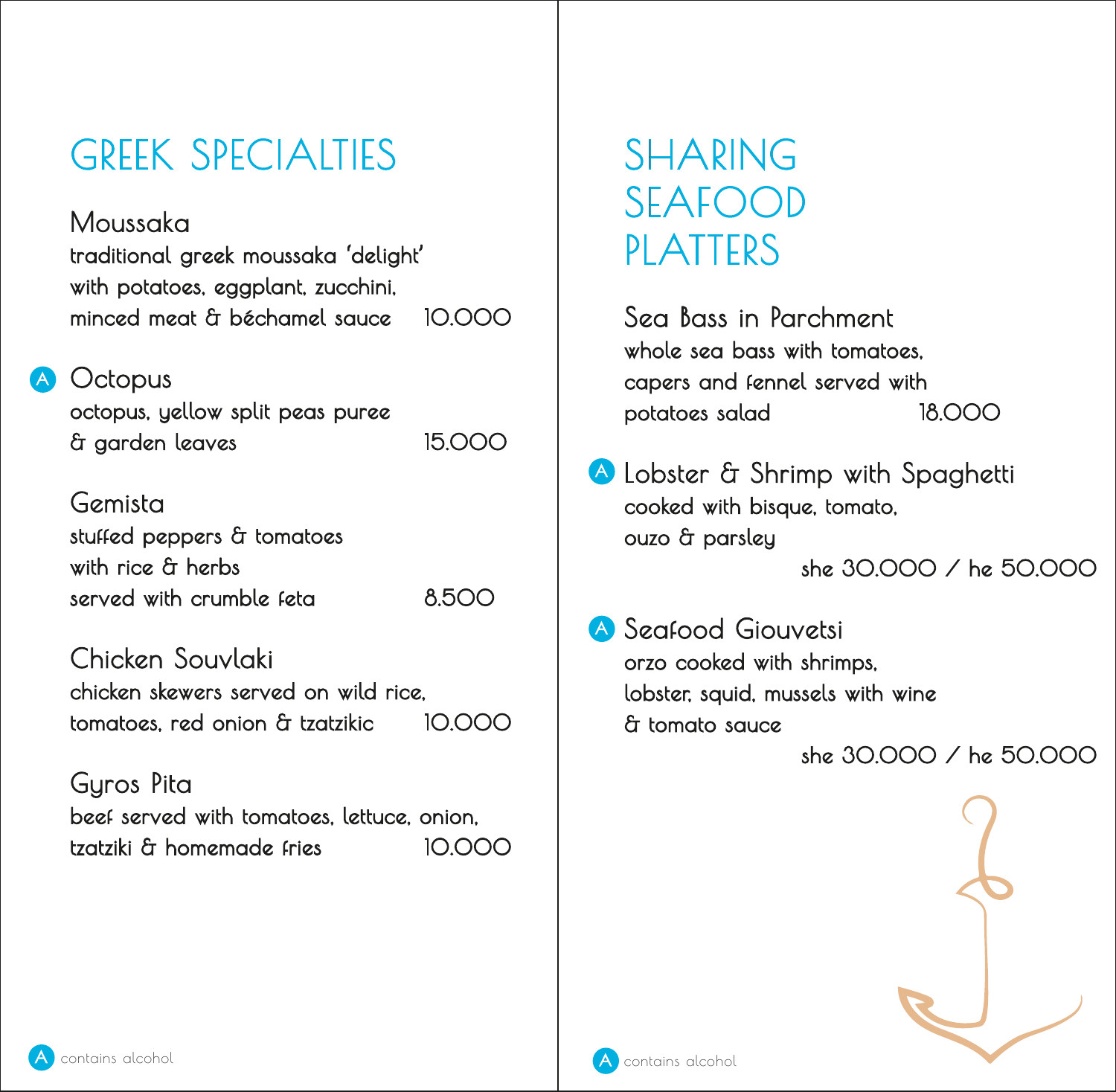# GREEK SPECIALTIES

### Moussaka
traditional greek moussaka 'delight' with potatoes, eggplant, zucchini, minced meat & béchamel sauce — 10.000

### (A) Octopus
octopus, yellow split peas puree & garden leaves — 15.000

### Gemista
stuffed peppers & tomatoes with rice & herbs served with crumble feta — 8.500

### Chicken Souvlaki
chicken skewers served on wild rice, tomatoes, red onion & tzatzikic — 10.000

### Gyros Pita
beef served with tomatoes, lettuce, onion, tzatziki & homemade fries — 10.000

(A) contains alcohol

# SHARING SEAFOOD PLATTERS

### Sea Bass in Parchment
whole sea bass with tomatoes, capers and fennel served with potatoes salad — 18.000

### (A) Lobster & Shrimp with Spaghetti
cooked with bisque, tomato, ouzo & parsley

she 30.000 / he 50.000

### (A) Seafood Giouvetsi
orzo cooked with shrimps, lobster, squid, mussels with wine & tomato sauce

she 30.000 / he 50.000

(A) contains alcohol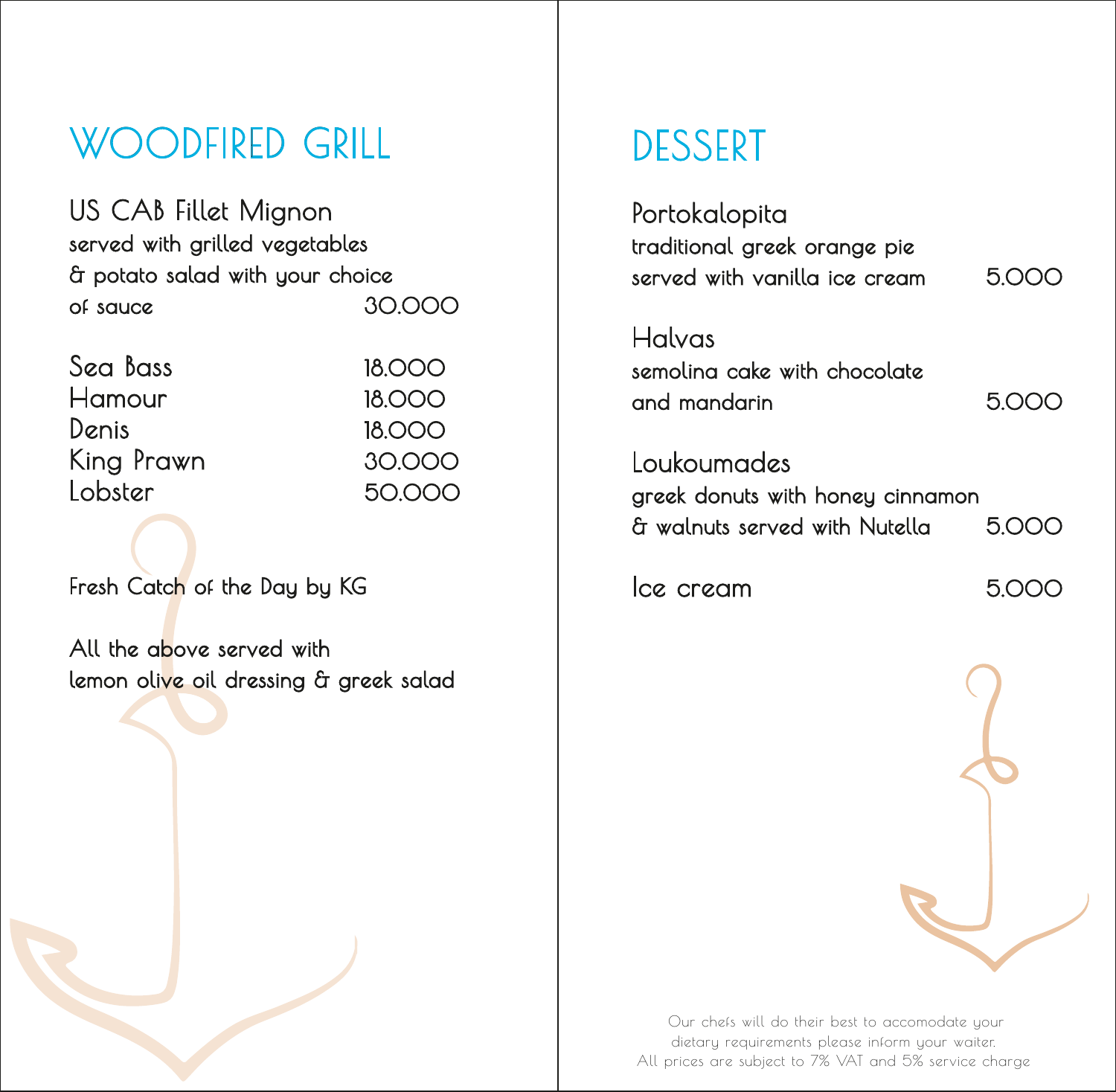## WOODFIRED GRILL

**US CAB Fillet Mignon**
served with grilled vegetables
& potato salad with your choice
of sauce 30.000

| | |
|---|---|
| Sea Bass | 18.000 |
| Hamour | 18.000 |
| Denis | 18.000 |
| King Prawn | 30.000 |
| Lobster | 50.000 |

Fresh Catch of the Day by KG

All the above served with
lemon olive oil dressing & greek salad

## DESSERT

**Portokalopita**
traditional greek orange pie
served with vanilla ice cream 5.000

**Halvas**
semolina cake with chocolate
and mandarin 5.000

**Loukoumades**
greek donuts with honey cinnamon
& walnuts served with Nutella 5.000

**Ice cream** 5.000

Our chefs will do their best to accomodate your
dietary requirements please inform your waiter.
All prices are subject to 7% VAT and 5% service charge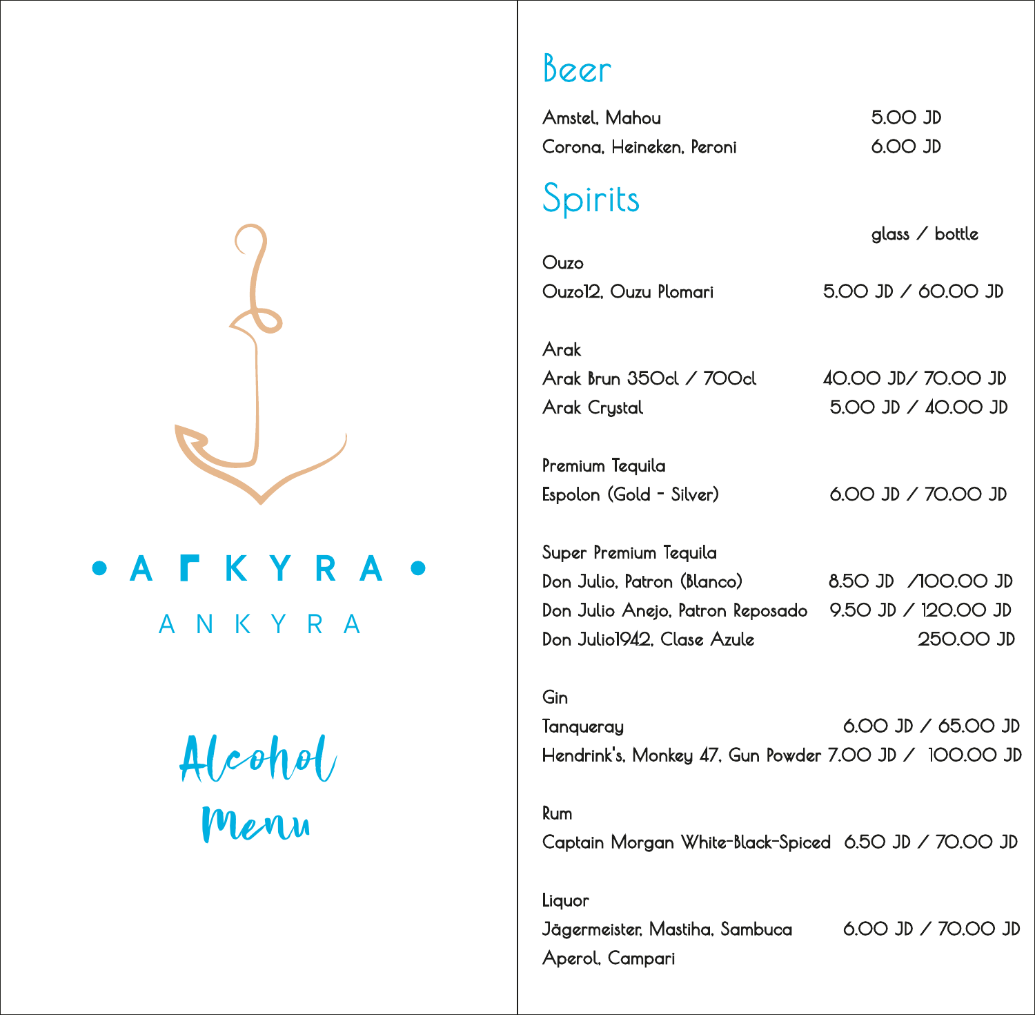**ANKYRA**

ANKYRA

# Alcohol Menu

## Beer

| | |
|---|---|
| Amstel, Mahou | 5.00 JD |
| Corona, Heineken, Peroni | 6.00 JD |

## Spirits

| | glass / bottle |
|---|---|
| **Ouzo** | |
| Ouzo12, Ouzu Plomari | 5.00 JD / 60.00 JD |
| **Arak** | |
| Arak Brun 350cl / 700cl | 40.00 JD/ 70.00 JD |
| Arak Crystal | 5.00 JD / 40.00 JD |
| **Premium Tequila** | |
| Espolon (Gold - Silver) | 6.00 JD / 70.00 JD |
| **Super Premium Tequila** | |
| Don Julio, Patron (Blanco) | 8.50 JD /100.00 JD |
| Don Julio Anejo, Patron Reposado | 9.50 JD / 120.00 JD |
| Don Julio1942, Clase Azule | 250.00 JD |
| **Gin** | |
| Tanqueray | 6.00 JD / 65.00 JD |
| Hendrink's, Monkey 47, Gun Powder | 7.00 JD / 100.00 JD |
| **Rum** | |
| Captain Morgan White-Black-Spiced | 6.50 JD / 70.00 JD |
| **Liquor** | |
| Jägermeister, Mastiha, Sambuca | 6.00 JD / 70.00 JD |
| Aperol, Campari | |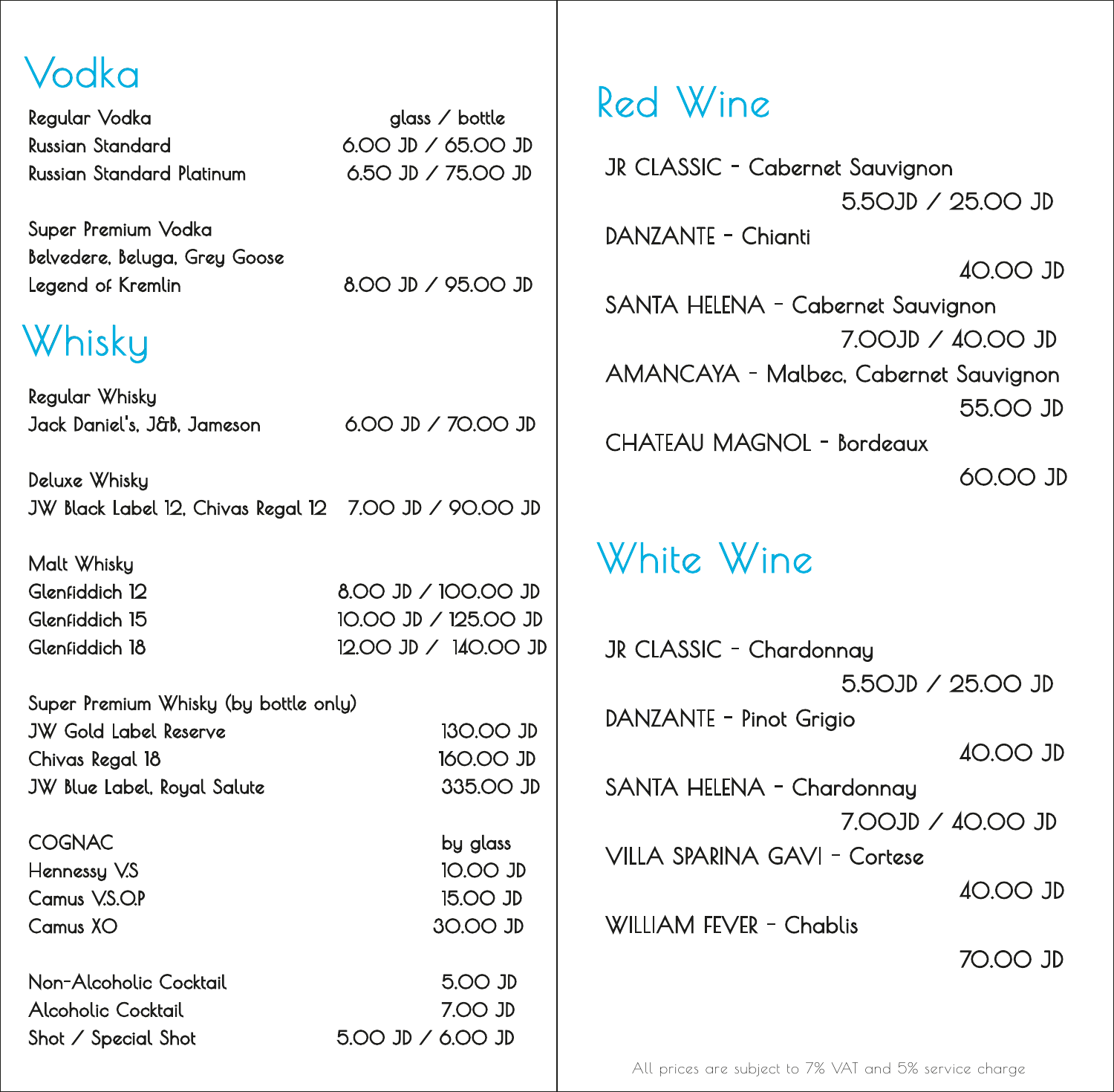# Vodka

Regular Vodka — glass / bottle

Russian Standard — 6.00 JD / 65.00 JD

Russian Standard Platinum — 6.50 JD / 75.00 JD

Super Premium Vodka

Belvedere, Beluga, Grey Goose

Legend of Kremlin — 8.00 JD / 95.00 JD

# Whisky

Regular Whisky

Jack Daniel's, J&B, Jameson — 6.00 JD / 70.00 JD

Deluxe Whisky

JW Black Label 12, Chivas Regal 12 — 7.00 JD / 90.00 JD

Malt Whisky

Glenfiddich 12 — 8.00 JD / 100.00 JD

Glenfiddich 15 — 10.00 JD / 125.00 JD

Glenfiddich 18 — 12.00 JD / 140.00 JD

Super Premium Whisky (by bottle only)

JW Gold Label Reserve — 130.00 JD

Chivas Regal 18 — 160.00 JD

JW Blue Label, Royal Salute — 335.00 JD

COGNAC — by glass

Hennessy V.S — 10.00 JD

Camus V.S.O.P — 15.00 JD

Camus XO — 30.00 JD

Non-Alcoholic Cocktail — 5.00 JD

Alcoholic Cocktail — 7.00 JD

Shot / Special Shot — 5.00 JD / 6.00 JD

# Red Wine

JR CLASSIC - Cabernet Sauvignon
5.50JD / 25.00 JD

DANZANTE - Chianti
40.00 JD

SANTA HELENA - Cabernet Sauvignon
7.00JD / 40.00 JD

AMANCAYA - Malbec, Cabernet Sauvignon
55.00 JD

CHATEAU MAGNOL - Bordeaux
60.00 JD

# White Wine

JR CLASSIC - Chardonnay
5.50JD / 25.00 JD

DANZANTE - Pinot Grigio
40.00 JD

SANTA HELENA - Chardonnay
7.00JD / 40.00 JD

VILLA SPARINA GAVI - Cortese
40.00 JD

WILLIAM FEVER - Chablis
70.00 JD

All prices are subject to 7% VAT and 5% service charge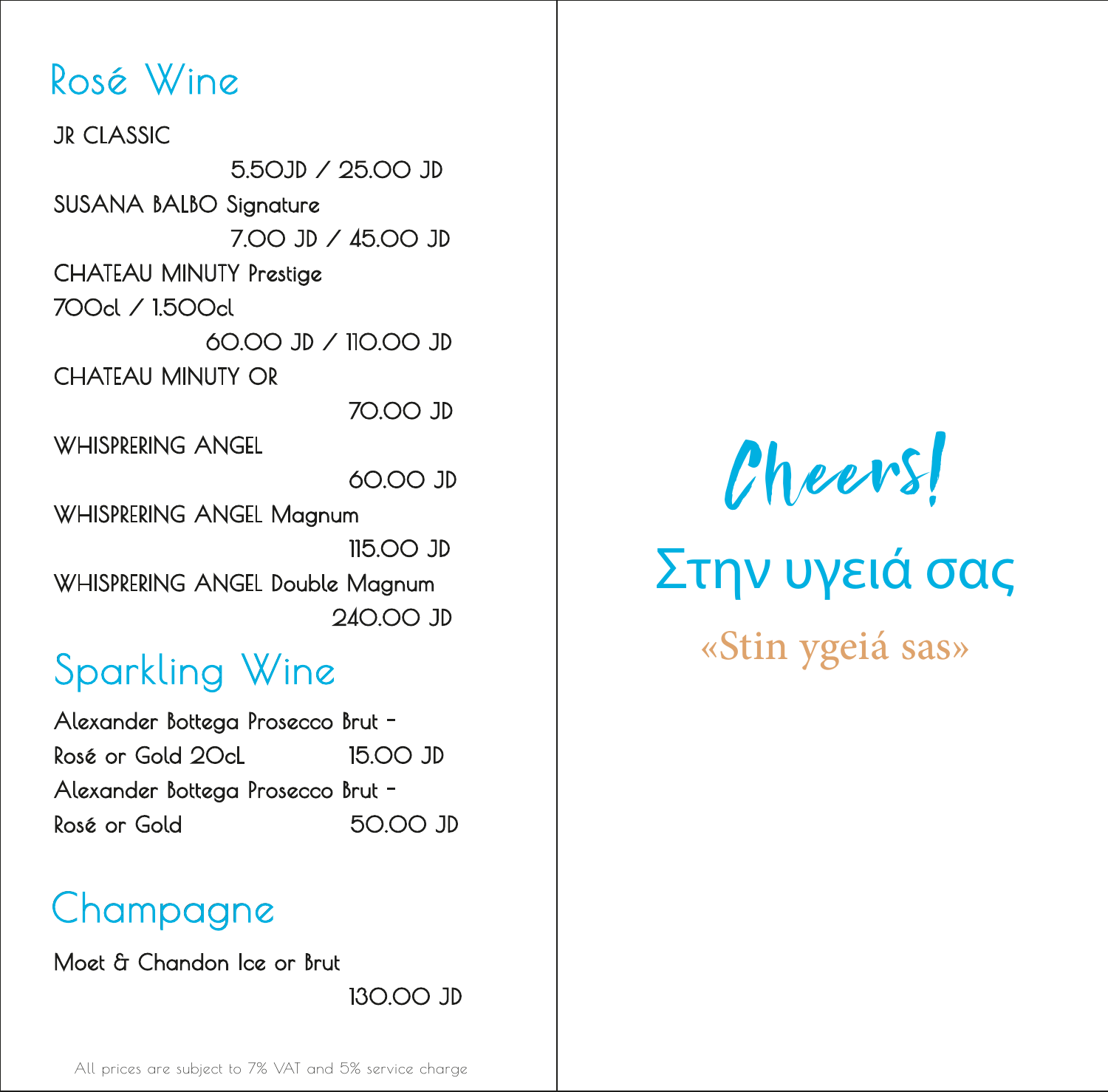## Rosé Wine

JR CLASSIC
5.50JD / 25.00 JD

SUSANA BALBO Signature
7.00 JD / 45.00 JD

CHATEAU MINUTY Prestige
700cl / 1.500cl
60.00 JD / 110.00 JD

CHATEAU MINUTY OR
70.00 JD

WHISPRERING ANGEL
60.00 JD

WHISPRERING ANGEL Magnum
115.00 JD

WHISPRERING ANGEL Double Magnum
240.00 JD

## Sparkling Wine

Alexander Bottega Prosecco Brut –
Rosé or Gold 20cL 15.00 JD

Alexander Bottega Prosecco Brut –
Rosé or Gold 50.00 JD

## Champagne

Moet & Chandon Ice or Brut
130.00 JD

All prices are subject to 7% VAT and 5% service charge

Cheers!

Στην υγειά σας

«Stin ygeiá sas»